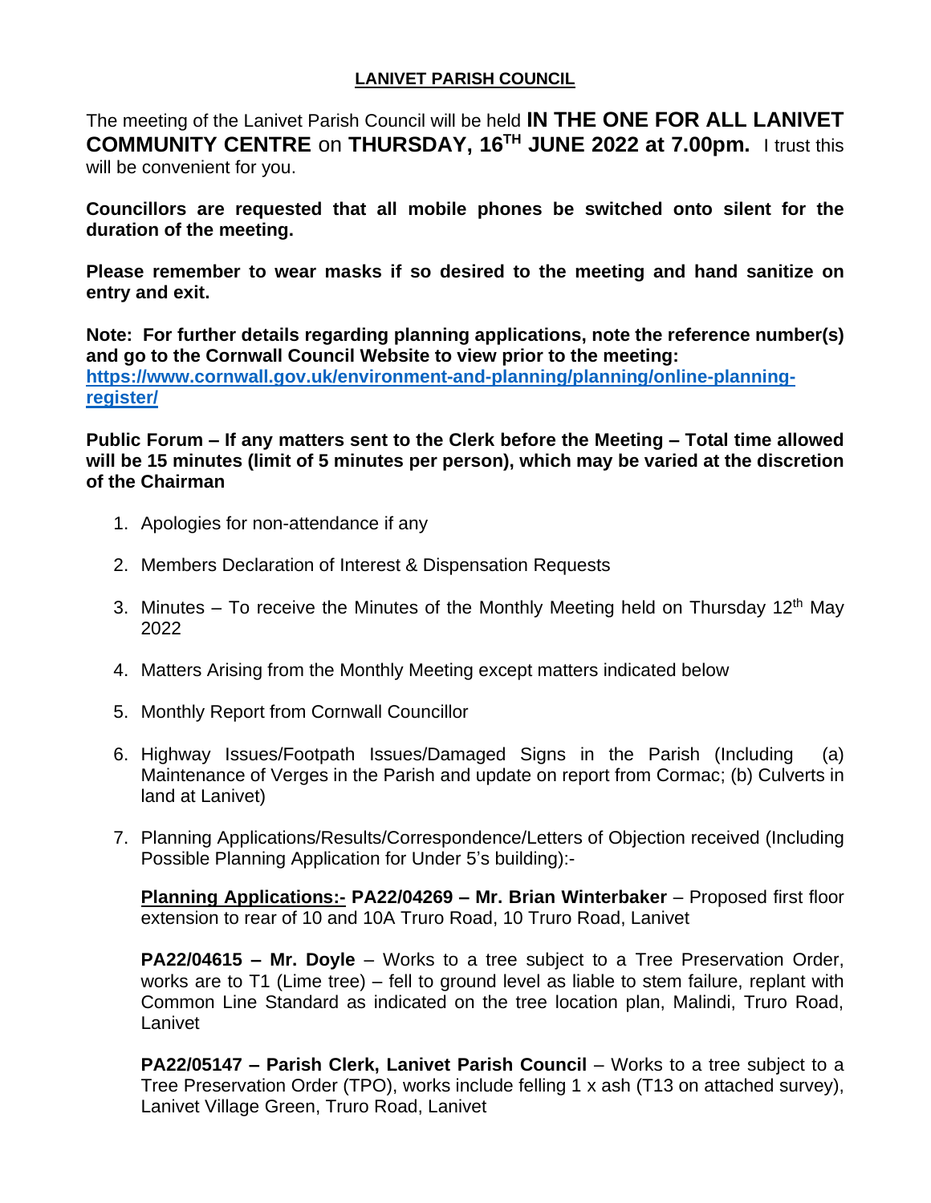# LANIVET PARISH COUNCIL

The meeting of the Lanivet Parish Council will be held **IN THE ONE FOR ALL LANIVET COMMUNITY CENTRE** on **THURSDAY, 16TH JUNE 2022 at 7.00pm.** I trust this will be convenient for you.

**Councillors are requested that all mobile phones be switched onto silent for the duration of the meeting.**

**Please remember to wear masks if so desired to the meeting and hand sanitize on entry and exit.**

**Note: For further details regarding planning applications, note the reference number(s) and go to the Cornwall Council Website to view prior to the meeting: [https://www.cornwall.gov.uk/environment-and-planning/planning/online-planning-register/](https://www.cornwall.gov.uk/environment-and-planning/planning/online-planning-register/)**

**Public Forum – If any matters sent to the Clerk before the Meeting – Total time allowed will be 15 minutes (limit of 5 minutes per person), which may be varied at the discretion of the Chairman**

1. Apologies for non-attendance if any

2. Members Declaration of Interest & Dispensation Requests

3. Minutes – To receive the Minutes of the Monthly Meeting held on Thursday 12th May 2022

4. Matters Arising from the Monthly Meeting except matters indicated below

5. Monthly Report from Cornwall Councillor

6. Highway Issues/Footpath Issues/Damaged Signs in the Parish (Including (a) Maintenance of Verges in the Parish and update on report from Cormac; (b) Culverts in land at Lanivet)

7. Planning Applications/Results/Correspondence/Letters of Objection received (Including Possible Planning Application for Under 5's building):-

   **Planning Applications:- PA22/04269 – Mr. Brian Winterbaker** – Proposed first floor extension to rear of 10 and 10A Truro Road, 10 Truro Road, Lanivet

   **PA22/04615 – Mr. Doyle** – Works to a tree subject to a Tree Preservation Order, works are to T1 (Lime tree) – fell to ground level as liable to stem failure, replant with Common Line Standard as indicated on the tree location plan, Malindi, Truro Road, Lanivet

   **PA22/05147 – Parish Clerk, Lanivet Parish Council** – Works to a tree subject to a Tree Preservation Order (TPO), works include felling 1 x ash (T13 on attached survey), Lanivet Village Green, Truro Road, Lanivet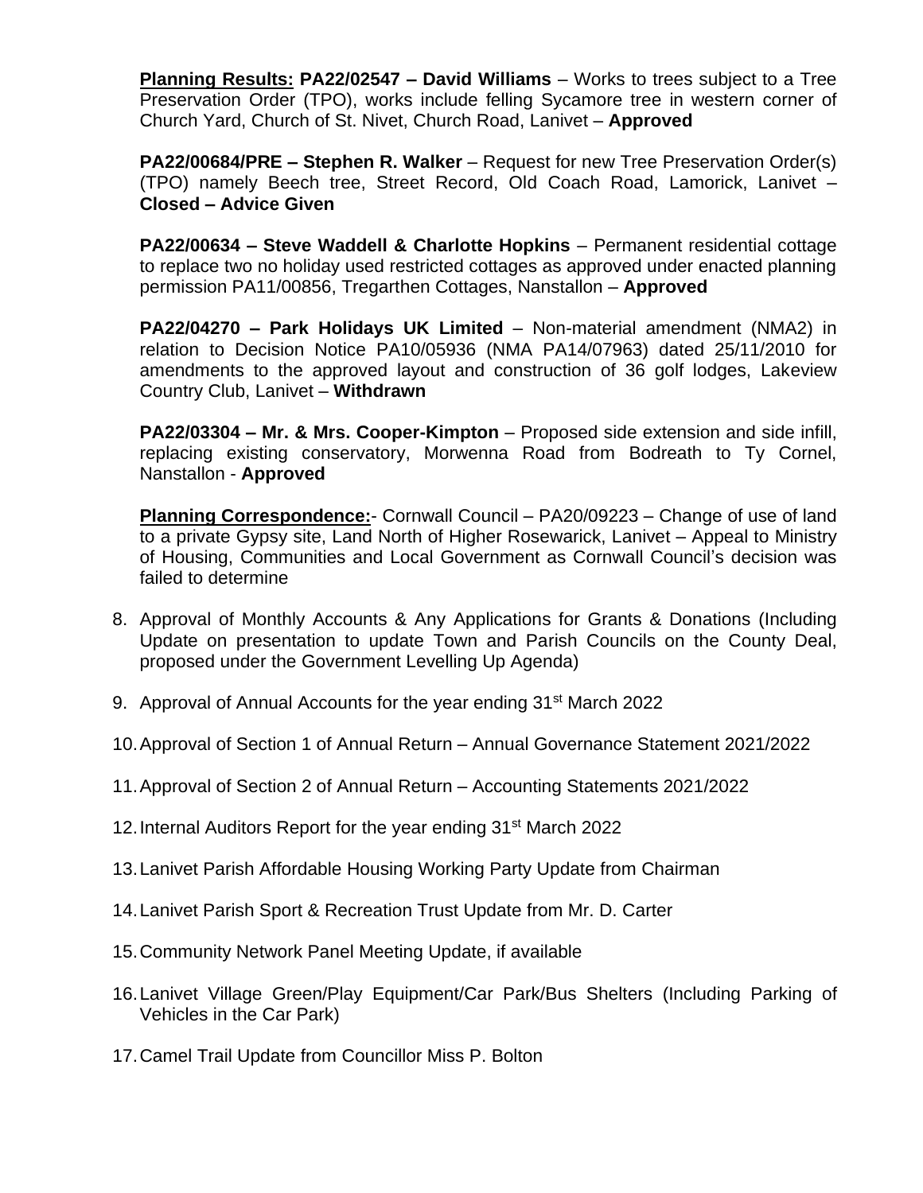**Planning Results:** **PA22/02547 – David Williams** – Works to trees subject to a Tree Preservation Order (TPO), works include felling Sycamore tree in western corner of Church Yard, Church of St. Nivet, Church Road, Lanivet – **Approved**

**PA22/00684/PRE – Stephen R. Walker** – Request for new Tree Preservation Order(s) (TPO) namely Beech tree, Street Record, Old Coach Road, Lamorick, Lanivet – **Closed – Advice Given**

**PA22/00634 – Steve Waddell & Charlotte Hopkins** – Permanent residential cottage to replace two no holiday used restricted cottages as approved under enacted planning permission PA11/00856, Tregarthen Cottages, Nanstallon – **Approved**

**PA22/04270 – Park Holidays UK Limited** – Non-material amendment (NMA2) in relation to Decision Notice PA10/05936 (NMA PA14/07963) dated 25/11/2010 for amendments to the approved layout and construction of 36 golf lodges, Lakeview Country Club, Lanivet – **Withdrawn**

**PA22/03304 – Mr. & Mrs. Cooper-Kimpton** – Proposed side extension and side infill, replacing existing conservatory, Morwenna Road from Bodreath to Ty Cornel, Nanstallon - **Approved**

**Planning Correspondence:**- Cornwall Council – PA20/09223 – Change of use of land to a private Gypsy site, Land North of Higher Rosewarick, Lanivet – Appeal to Ministry of Housing, Communities and Local Government as Cornwall Council's decision was failed to determine

8. Approval of Monthly Accounts & Any Applications for Grants & Donations (Including Update on presentation to update Town and Parish Councils on the County Deal, proposed under the Government Levelling Up Agenda)
9. Approval of Annual Accounts for the year ending 31st March 2022
10. Approval of Section 1 of Annual Return – Annual Governance Statement 2021/2022
11. Approval of Section 2 of Annual Return – Accounting Statements 2021/2022
12. Internal Auditors Report for the year ending 31st March 2022
13. Lanivet Parish Affordable Housing Working Party Update from Chairman
14. Lanivet Parish Sport & Recreation Trust Update from Mr. D. Carter
15. Community Network Panel Meeting Update, if available
16. Lanivet Village Green/Play Equipment/Car Park/Bus Shelters (Including Parking of Vehicles in the Car Park)
17. Camel Trail Update from Councillor Miss P. Bolton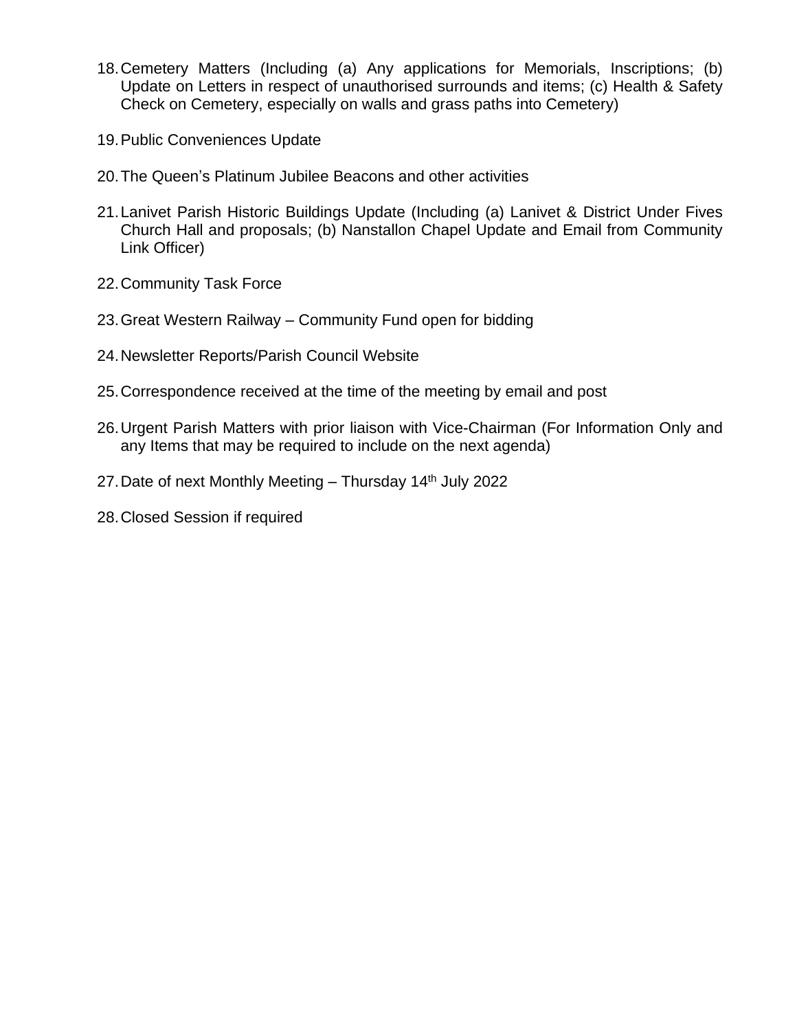18. Cemetery Matters (Including (a) Any applications for Memorials, Inscriptions; (b) Update on Letters in respect of unauthorised surrounds and items; (c) Health & Safety Check on Cemetery, especially on walls and grass paths into Cemetery)

19. Public Conveniences Update

20. The Queen's Platinum Jubilee Beacons and other activities

21. Lanivet Parish Historic Buildings Update (Including (a) Lanivet & District Under Fives Church Hall and proposals; (b) Nanstallon Chapel Update and Email from Community Link Officer)

22. Community Task Force

23. Great Western Railway – Community Fund open for bidding

24. Newsletter Reports/Parish Council Website

25. Correspondence received at the time of the meeting by email and post

26. Urgent Parish Matters with prior liaison with Vice-Chairman (For Information Only and any Items that may be required to include on the next agenda)

27. Date of next Monthly Meeting – Thursday 14th July 2022

28. Closed Session if required